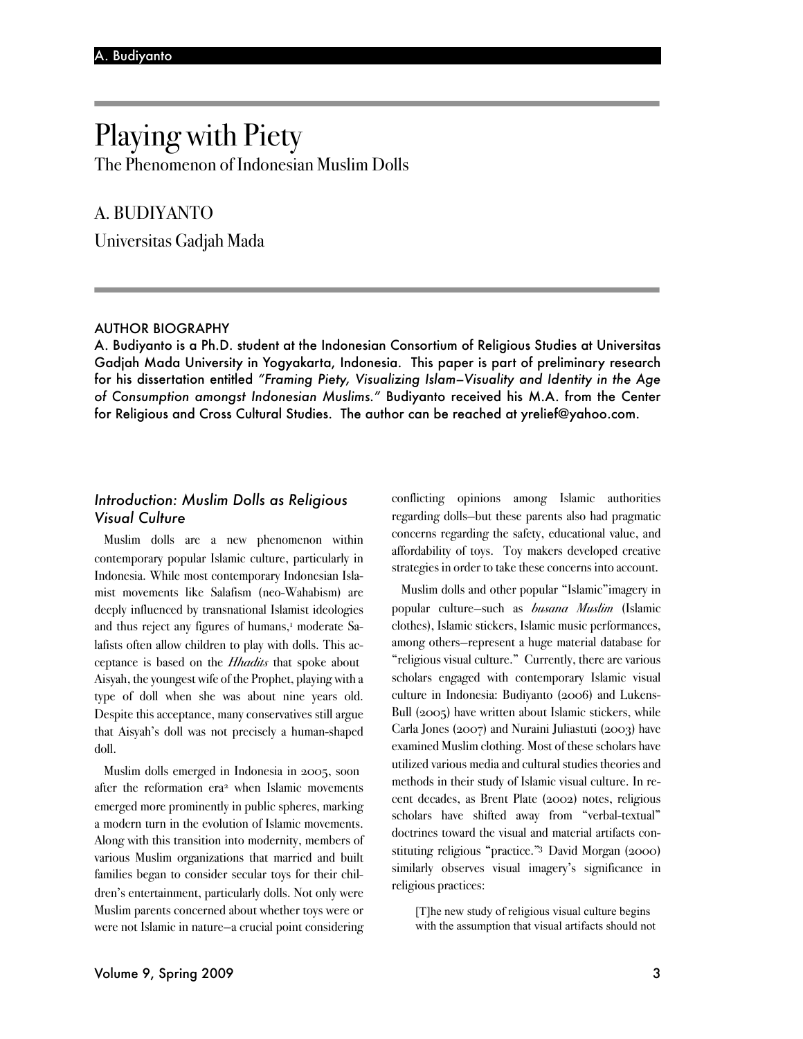# Playing with Piety

## The Phenomenon of Indonesian Muslim Dolls

A. BUDIYANTO

Universitas Gadjah Mada

### AUTHOR BIOGRAPHY

A. Budiyanto is a Ph.D. student at the Indonesian Consortium of Religious Studies at Universitas Gadjah Mada University in Yogyakarta, Indonesia. This paper is part of preliminary research for his dissertation entitled *"Framing Piety, Visualizing Islam—Visuality and Identity in the Age of Consumption amongst Indonesian Muslims."* Budiyanto received his M.A. from the Center for Religious and Cross Cultural Studies. The author can be reached at yrelief@yahoo.com.

### *Introduction: Muslim Dolls as Religious Visual Culture*

Muslim dolls are a new phenomenon within contemporary popular Islamic culture, particularly in Indonesia. While most contemporary Indonesian Islamist movements like Salafism (neo-Wahabism) are deeply influenced by transnational Islamist ideologies and thus reject any figures of humans,[1] moderate Salafists often allow children to play with dolls. This acceptance is based on the *Hhadits* that spoke about Aisyah, the youngest wife of the Prophet, playing with a type of doll when she was about nine years old. Despite this acceptance, many conservatives still argue that Aisyah's doll was not precisely a human-shaped doll.

Muslim dolls emerged in Indonesia in 2005, soon after the reformation era[2] when Islamic movements emerged more prominently in public spheres, marking a modern turn in the evolution of Islamic movements. Along with this transition into modernity, members of various Muslim organizations that married and built families began to consider secular toys for their children's entertainment, particularly dolls. Not only were Muslim parents concerned about whether toys were or were not Islamic in nature—a crucial point considering conflicting opinions among Islamic authorities regarding dolls—but these parents also had pragmatic concerns regarding the safety, educational value, and affordability of toys. Toy makers developed creative strategies in order to take these concerns into account.

Muslim dolls and other popular "Islamic" imagery in popular culture—such as *busana Muslim* (Islamic clothes), Islamic stickers, Islamic music performances, among others—represent a huge material database for "religious visual culture." Currently, there are various scholars engaged with contemporary Islamic visual culture in Indonesia: Budiyanto (2006) and Lukens-Bull (2005) have written about Islamic stickers, while Carla Jones (2007) and Nuraini Juliastuti (2003) have examined Muslim clothing. Most of these scholars have utilized various media and cultural studies theories and methods in their study of Islamic visual culture. In recent decades, as Brent Plate (2002) notes, religious scholars have shifted away from "verbal-textual" doctrines toward the visual and material artifacts constituting religious "practice."[3] David Morgan (2000) similarly observes visual imagery's significance in religious practices:

> [T]he new study of religious visual culture begins with the assumption that visual artifacts should not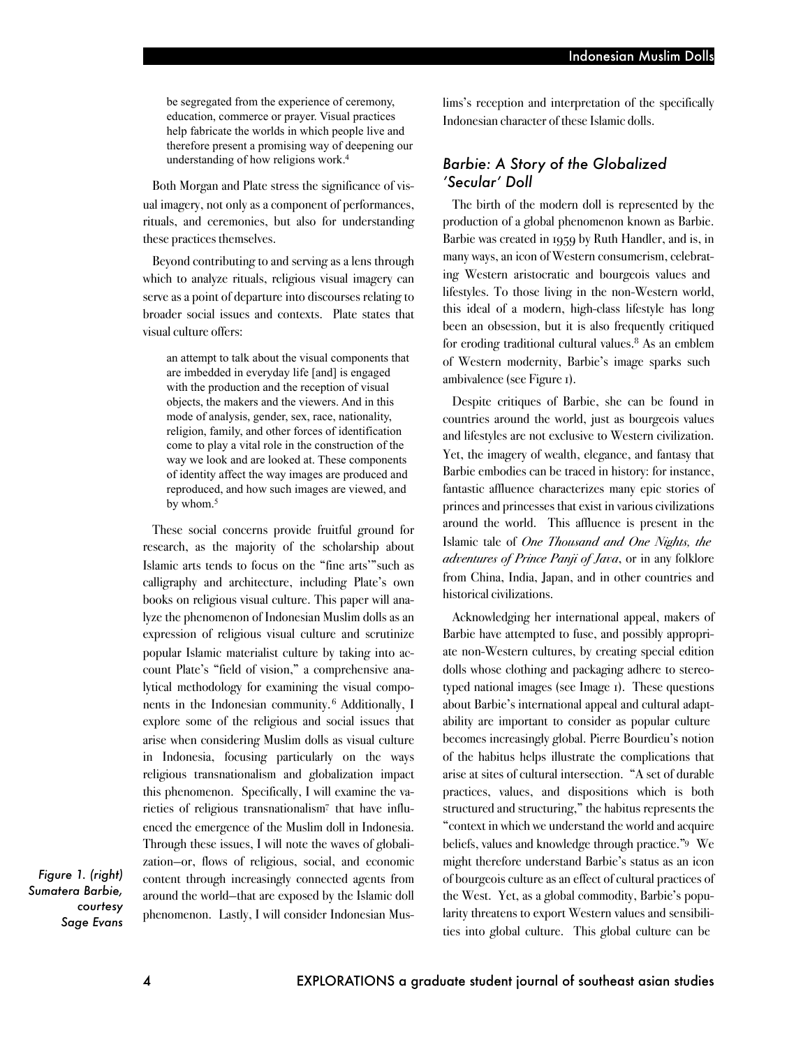> be segregated from the experience of ceremony, education, commerce or prayer. Visual practices help fabricate the worlds in which people live and therefore present a promising way of deepening our understanding of how religions work.[4]

Both Morgan and Plate stress the significance of visual imagery, not only as a component of performances, rituals, and ceremonies, but also for understanding these practices themselves.

Beyond contributing to and serving as a lens through which to analyze rituals, religious visual imagery can serve as a point of departure into discourses relating to broader social issues and contexts. Plate states that visual culture offers:

> an attempt to talk about the visual components that are imbedded in everyday life [and] is engaged with the production and the reception of visual objects, the makers and the viewers. And in this mode of analysis, gender, sex, race, nationality, religion, family, and other forces of identification come to play a vital role in the construction of the way we look and are looked at. These components of identity affect the way images are produced and reproduced, and how such images are viewed, and by whom.[5]

These social concerns provide fruitful ground for research, as the majority of the scholarship about Islamic arts tends to focus on the "fine arts"'such as calligraphy and architecture, including Plate's own books on religious visual culture. This paper will analyze the phenomenon of Indonesian Muslim dolls as an expression of religious visual culture and scrutinize popular Islamic materialist culture by taking into account Plate's "field of vision," a comprehensive analytical methodology for examining the visual components in the Indonesian community.[6] Additionally, I explore some of the religious and social issues that arise when considering Muslim dolls as visual culture in Indonesia, focusing particularly on the ways religious transnationalism and globalization impact this phenomenon. Specifically, I will examine the varieties of religious transnationalism[7] that have influenced the emergence of the Muslim doll in Indonesia. Through these issues, I will note the waves of globalization–or, flows of religious, social, and economic content through increasingly connected agents from around the world–that are exposed by the Islamic doll phenomenon. Lastly, I will consider Indonesian Muslims's reception and interpretation of the specifically Indonesian character of these Islamic dolls.

*Figure 1. (right) Sumatera Barbie, courtesy Sage Evans*

## *Barbie: A Story of the Globalized 'Secular' Doll*

The birth of the modern doll is represented by the production of a global phenomenon known as Barbie. Barbie was created in 1959 by Ruth Handler, and is, in many ways, an icon of Western consumerism, celebrating Western aristocratic and bourgeois values and lifestyles. To those living in the non-Western world, this ideal of a modern, high-class lifestyle has long been an obsession, but it is also frequently critiqued for eroding traditional cultural values.[8] As an emblem of Western modernity, Barbie's image sparks such ambivalence (see Figure 1).

Despite critiques of Barbie, she can be found in countries around the world, just as bourgeois values and lifestyles are not exclusive to Western civilization. Yet, the imagery of wealth, elegance, and fantasy that Barbie embodies can be traced in history: for instance, fantastic affluence characterizes many epic stories of princes and princesses that exist in various civilizations around the world. This affluence is present in the Islamic tale of *One Thousand and One Nights, the adventures of Prince Panji of Java*, or in any folklore from China, India, Japan, and in other countries and historical civilizations.

Acknowledging her international appeal, makers of Barbie have attempted to fuse, and possibly appropriate non-Western cultures, by creating special edition dolls whose clothing and packaging adhere to stereotyped national images (see Image 1). These questions about Barbie's international appeal and cultural adaptability are important to consider as popular culture becomes increasingly global. Pierre Bourdieu's notion of the habitus helps illustrate the complications that arise at sites of cultural intersection. "A set of durable practices, values, and dispositions which is both structured and structuring," the habitus represents the "context in which we understand the world and acquire beliefs, values and knowledge through practice."[9] We might therefore understand Barbie's status as an icon of bourgeois culture as an effect of cultural practices of the West. Yet, as a global commodity, Barbie's popularity threatens to export Western values and sensibilities into global culture. This global culture can be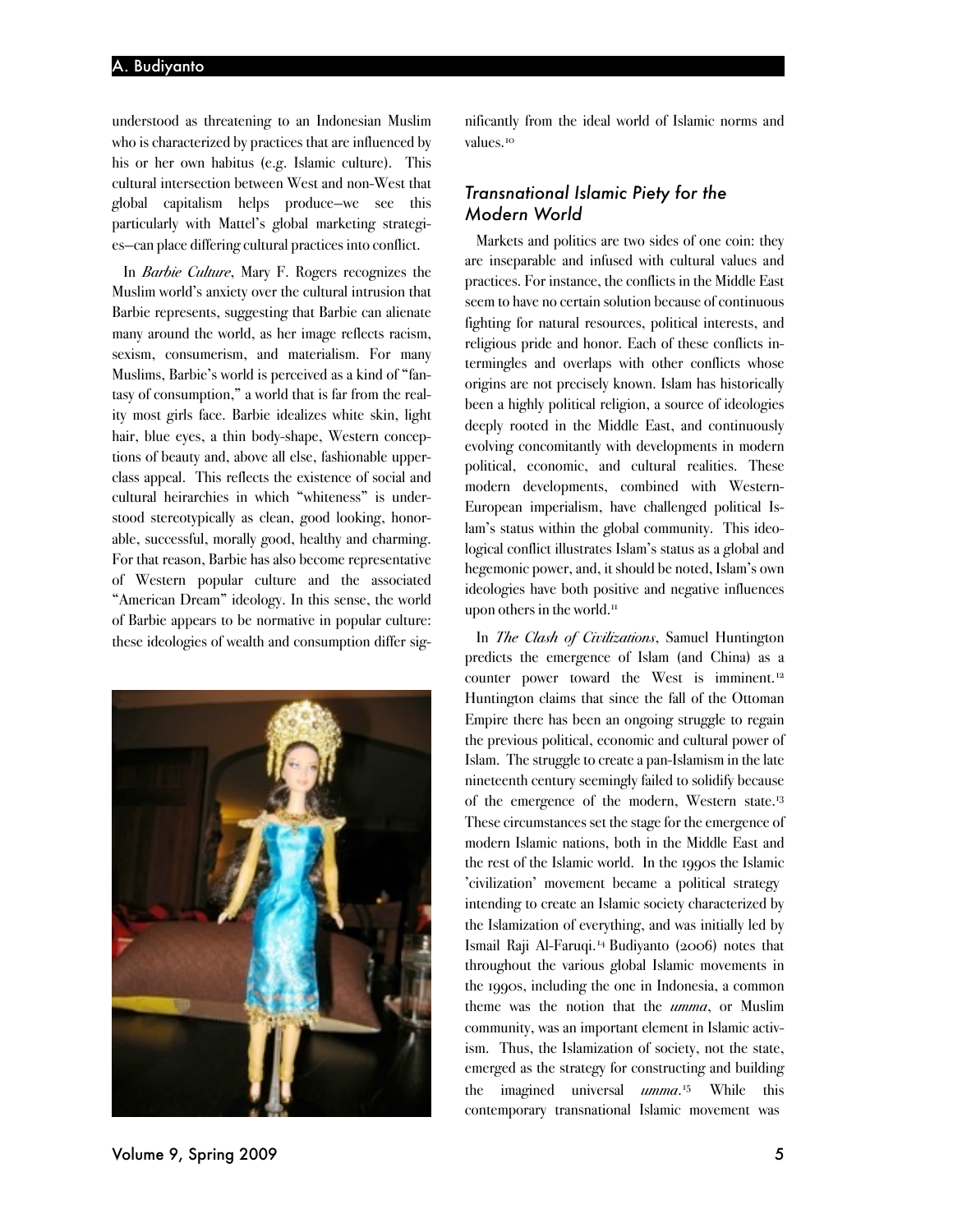understood as threatening to an Indonesian Muslim who is characterized by practices that are influenced by his or her own habitus (e.g. Islamic culture). This cultural intersection between West and non-West that global capitalism helps produce—we see this particularly with Mattel's global marketing strategies—can place differing cultural practices into conflict.

In *Barbie Culture*, Mary F. Rogers recognizes the Muslim world's anxiety over the cultural intrusion that Barbie represents, suggesting that Barbie can alienate many around the world, as her image reflects racism, sexism, consumerism, and materialism. For many Muslims, Barbie's world is perceived as a kind of "fantasy of consumption," a world that is far from the reality most girls face. Barbie idealizes white skin, light hair, blue eyes, a thin body-shape, Western conceptions of beauty and, above all else, fashionable upper-class appeal. This reflects the existence of social and cultural heirarchies in which "whiteness" is understood stereotypically as clean, good looking, honorable, successful, morally good, healthy and charming. For that reason, Barbie has also become representative of Western popular culture and the associated "American Dream" ideology. In this sense, the world of Barbie appears to be normative in popular culture: these ideologies of wealth and consumption differ significantly from the ideal world of Islamic norms and values.[10]

### *Transnational Islamic Piety for the Modern World*

Markets and politics are two sides of one coin: they are inseparable and infused with cultural values and practices. For instance, the conflicts in the Middle East seem to have no certain solution because of continuous fighting for natural resources, political interests, and religious pride and honor. Each of these conflicts intermingles and overlaps with other conflicts whose origins are not precisely known. Islam has historically been a highly political religion, a source of ideologies deeply rooted in the Middle East, and continuously evolving concomitantly with developments in modern political, economic, and cultural realities. These modern developments, combined with Western-European imperialism, have challenged political Islam's status within the global community. This ideological conflict illustrates Islam's status as a global and hegemonic power, and, it should be noted, Islam's own ideologies have both positive and negative influences upon others in the world.[11]

In *The Clash of Civilizations*, Samuel Huntington predicts the emergence of Islam (and China) as a counter power toward the West is imminent.[12] Huntington claims that since the fall of the Ottoman Empire there has been an ongoing struggle to regain the previous political, economic and cultural power of Islam. The struggle to create a pan-Islamism in the late nineteenth century seemingly failed to solidify because of the emergence of the modern, Western state.[13] These circumstances set the stage for the emergence of modern Islamic nations, both in the Middle East and the rest of the Islamic world. In the 1990s the Islamic 'civilization' movement became a political strategy intending to create an Islamic society characterized by the Islamization of everything, and was initially led by Ismail Raji Al-Faruqi.[14] Budiyanto (2006) notes that throughout the various global Islamic movements in the 1990s, including the one in Indonesia, a common theme was the notion that the *umma*, or Muslim community, was an important element in Islamic activism. Thus, the Islamization of society, not the state, emerged as the strategy for constructing and building the imagined universal *umma*.[15] While this contemporary transnational Islamic movement was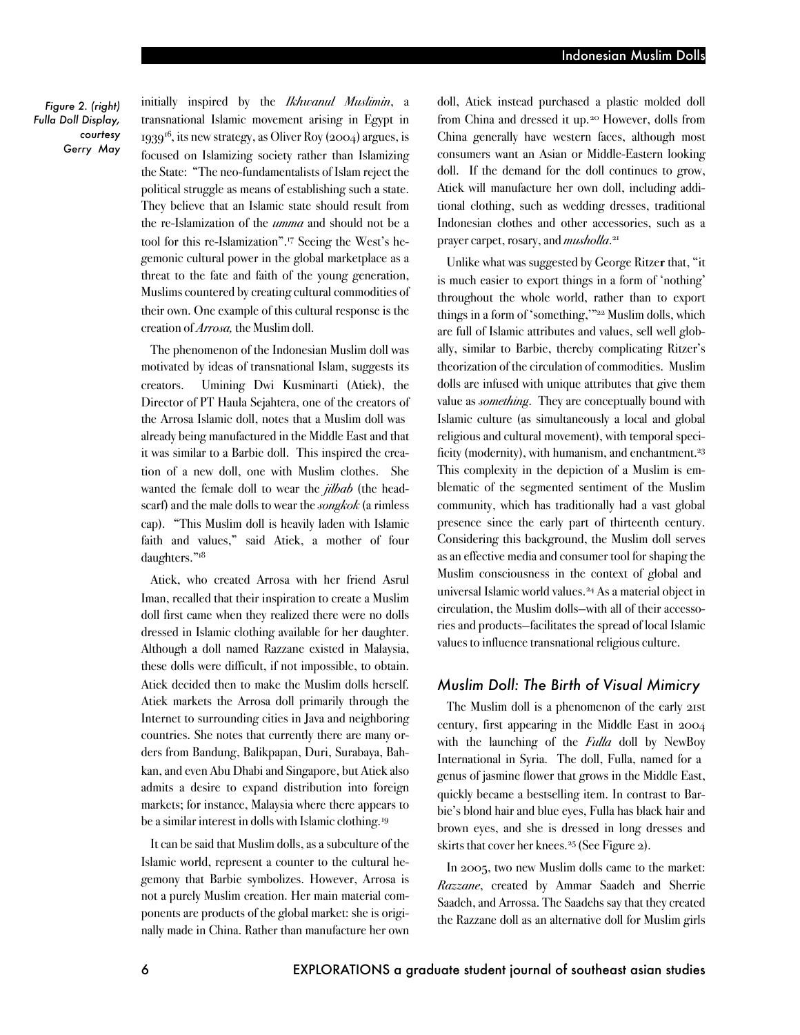Figure 2. (right) Fulla Doll Display, courtesy Gerry May

initially inspired by the *Ikhwanul Muslimin*, a transnational Islamic movement arising in Egypt in 1939[16], its new strategy, as Oliver Roy (2004) argues, is focused on Islamizing society rather than Islamizing the State: "The neo-fundamentalists of Islam reject the political struggle as means of establishing such a state. They believe that an Islamic state should result from the re-Islamization of the *umma* and should not be a tool for this re-Islamization".[17] Seeing the West's hegemonic cultural power in the global marketplace as a threat to the fate and faith of the young generation, Muslims countered by creating cultural commodities of their own. One example of this cultural response is the creation of *Arrosa,* the Muslim doll.

The phenomenon of the Indonesian Muslim doll was motivated by ideas of transnational Islam, suggests its creators. Umining Dwi Kusminarti (Atiek), the Director of PT Haula Sejahtera, one of the creators of the Arrosa Islamic doll, notes that a Muslim doll was already being manufactured in the Middle East and that it was similar to a Barbie doll. This inspired the creation of a new doll, one with Muslim clothes. She wanted the female doll to wear the *jilbab* (the headscarf) and the male dolls to wear the *songkok* (a rimless cap). "This Muslim doll is heavily laden with Islamic faith and values," said Atiek, a mother of four daughters."[18]

Atiek, who created Arrosa with her friend Asrul Iman, recalled that their inspiration to create a Muslim doll first came when they realized there were no dolls dressed in Islamic clothing available for her daughter. Although a doll named Razzane existed in Malaysia, these dolls were difficult, if not impossible, to obtain. Atiek decided then to make the Muslim dolls herself. Atiek markets the Arrosa doll primarily through the Internet to surrounding cities in Java and neighboring countries. She notes that currently there are many orders from Bandung, Balikpapan, Duri, Surabaya, Bahkan, and even Abu Dhabi and Singapore, but Atiek also admits a desire to expand distribution into foreign markets; for instance, Malaysia where there appears to be a similar interest in dolls with Islamic clothing.[19]

It can be said that Muslim dolls, as a subculture of the Islamic world, represent a counter to the cultural hegemony that Barbie symbolizes. However, Arrosa is not a purely Muslim creation. Her main material components are products of the global market: she is originally made in China. Rather than manufacture her own doll, Atiek instead purchased a plastic molded doll from China and dressed it up.[20] However, dolls from China generally have western faces, although most consumers want an Asian or Middle-Eastern looking doll. If the demand for the doll continues to grow, Atiek will manufacture her own doll, including additional clothing, such as wedding dresses, traditional Indonesian clothes and other accessories, such as a prayer carpet, rosary, and *musholla*.[21]

Unlike what was suggested by George Ritzer that, "it is much easier to export things in a form of 'nothing' throughout the whole world, rather than to export things in a form of 'something,'"[22] Muslim dolls, which are full of Islamic attributes and values, sell well globally, similar to Barbie, thereby complicating Ritzer's theorization of the circulation of commodities. Muslim dolls are infused with unique attributes that give them value as *something*. They are conceptually bound with Islamic culture (as simultaneously a local and global religious and cultural movement), with temporal specificity (modernity), with humanism, and enchantment.[23] This complexity in the depiction of a Muslim is emblematic of the segmented sentiment of the Muslim community, which has traditionally had a vast global presence since the early part of thirteenth century. Considering this background, the Muslim doll serves as an effective media and consumer tool for shaping the Muslim consciousness in the context of global and universal Islamic world values.[24] As a material object in circulation, the Muslim dolls—with all of their accessories and products—facilitates the spread of local Islamic values to influence transnational religious culture.

## Muslim Doll: The Birth of Visual Mimicry

The Muslim doll is a phenomenon of the early 21st century, first appearing in the Middle East in 2004 with the launching of the *Fulla* doll by NewBoy International in Syria. The doll, Fulla, named for a genus of jasmine flower that grows in the Middle East, quickly became a bestselling item. In contrast to Barbie's blond hair and blue eyes, Fulla has black hair and brown eyes, and she is dressed in long dresses and skirts that cover her knees.[25] (See Figure 2).

In 2005, two new Muslim dolls came to the market: *Razzane*, created by Ammar Saadeh and Sherrie Saadeh, and Arrossa. The Saadehs say that they created the Razzane doll as an alternative doll for Muslim girls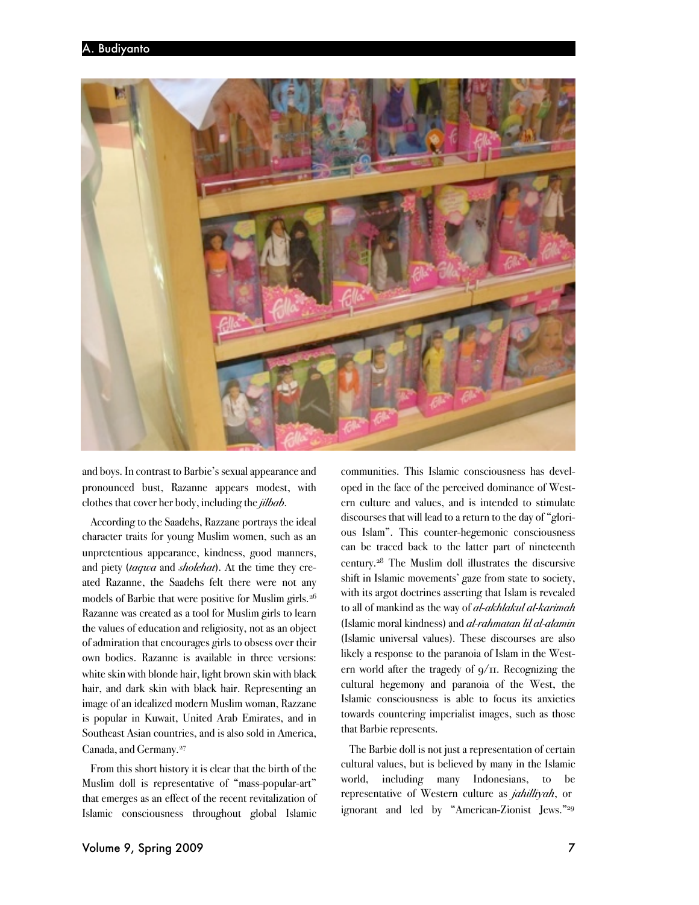and boys. In contrast to Barbie's sexual appearance and pronounced bust, Razanne appears modest, with clothes that cover her body, including the *jilbab*.

According to the Saadehs, Razzane portrays the ideal character traits for young Muslim women, such as an unpretentious appearance, kindness, good manners, and piety (*taqwa* and *sholehat*). At the time they created Razanne, the Saadehs felt there were not any models of Barbie that were positive for Muslim girls.[26] Razanne was created as a tool for Muslim girls to learn the values of education and religiosity, not as an object of admiration that encourages girls to obsess over their own bodies. Razanne is available in three versions: white skin with blonde hair, light brown skin with black hair, and dark skin with black hair. Representing an image of an idealized modern Muslim woman, Razzane is popular in Kuwait, United Arab Emirates, and in Southeast Asian countries, and is also sold in America, Canada, and Germany.[27]

From this short history it is clear that the birth of the Muslim doll is representative of "mass-popular-art" that emerges as an effect of the recent revitalization of Islamic consciousness throughout global Islamic communities. This Islamic consciousness has developed in the face of the perceived dominance of Western culture and values, and is intended to stimulate discourses that will lead to a return to the day of "glorious Islam". This counter-hegemonic consciousness can be traced back to the latter part of nineteenth century.[28] The Muslim doll illustrates the discursive shift in Islamic movements' gaze from state to society, with its argot doctrines asserting that Islam is revealed to all of mankind as the way of *al-akhlakul al-karimah* (Islamic moral kindness) and *al-rahmatan lil al-alamin* (Islamic universal values). These discourses are also likely a response to the paranoia of Islam in the Western world after the tragedy of 9/11. Recognizing the cultural hegemony and paranoia of the West, the Islamic consciousness is able to focus its anxieties towards countering imperialist images, such as those that Barbie represents.

The Barbie doll is not just a representation of certain cultural values, but is believed by many in the Islamic world, including many Indonesians, to be representative of Western culture as *jahilliyah*, or ignorant and led by "American-Zionist Jews."[29]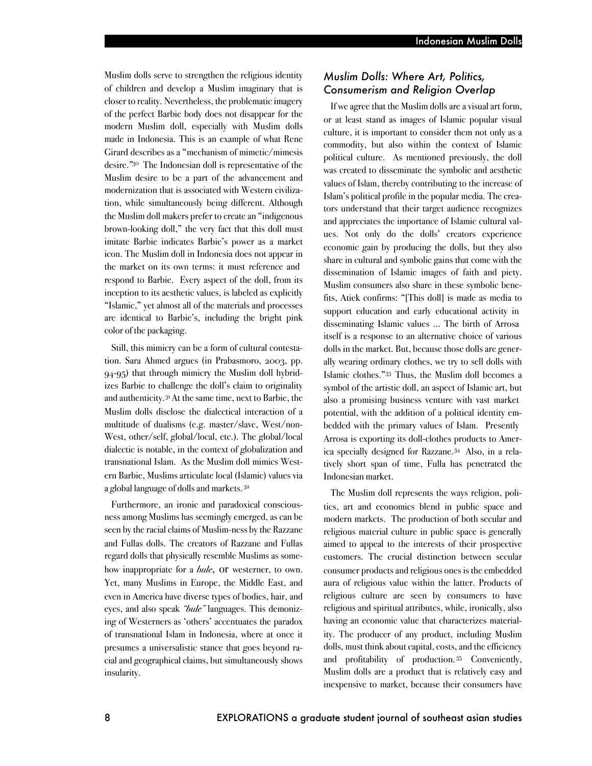Muslim dolls serve to strengthen the religious identity of children and develop a Muslim imaginary that is closer to reality. Nevertheless, the problematic imagery of the perfect Barbie body does not disappear for the modern Muslim doll, especially with Muslim dolls made in Indonesia. This is an example of what Rene Girard describes as a "mechanism of mimetic/mimesis desire."[30] The Indonesian doll is representative of the Muslim desire to be a part of the advancement and modernization that is associated with Western civilization, while simultaneously being different. Although the Muslim doll makers prefer to create an "indigenous brown-looking doll," the very fact that this doll must imitate Barbie indicates Barbie's power as a market icon. The Muslim doll in Indonesia does not appear in the market on its own terms: it must reference and respond to Barbie. Every aspect of the doll, from its inception to its aesthetic values, is labeled as explicitly "Islamic," yet almost all of the materials and processes are identical to Barbie's, including the bright pink color of the packaging.

Still, this mimicry can be a form of cultural contestation. Sara Ahmed argues (in Prabasmoro, 2003, pp. 94-95) that through mimicry the Muslim doll hybridizes Barbie to challenge the doll's claim to originality and authenticity.[31] At the same time, next to Barbie, the Muslim dolls disclose the dialectical interaction of a multitude of dualisms (e.g. master/slave, West/non-West, other/self, global/local, etc.). The global/local dialectic is notable, in the context of globalization and transnational Islam. As the Muslim doll mimics Western Barbie, Muslims articulate local (Islamic) values via a global language of dolls and markets.[32]

Furthermore, an ironic and paradoxical consciousness among Muslims has seemingly emerged, as can be seen by the racial claims of Muslim-ness by the Razzane and Fullas dolls. The creators of Razzane and Fullas regard dolls that physically resemble Muslims as somehow inappropriate for a *bule*, or westerner, to own. Yet, many Muslims in Europe, the Middle East, and even in America have diverse types of bodies, hair, and eyes, and also speak *"bule"* languages. This demonizing of Westerners as 'others' accentuates the paradox of transnational Islam in Indonesia, where at once it presumes a universalistic stance that goes beyond racial and geographical claims, but simultaneously shows insularity.

## *Muslim Dolls: Where Art, Politics, Consumerism and Religion Overlap*

If we agree that the Muslim dolls are a visual art form, or at least stand as images of Islamic popular visual culture, it is important to consider them not only as a commodity, but also within the context of Islamic political culture. As mentioned previously, the doll was created to disseminate the symbolic and aesthetic values of Islam, thereby contributing to the increase of Islam's political profile in the popular media. The creators understand that their target audience recognizes and appreciates the importance of Islamic cultural values. Not only do the dolls' creators experience economic gain by producing the dolls, but they also share in cultural and symbolic gains that come with the dissemination of Islamic images of faith and piety. Muslim consumers also share in these symbolic benefits, Atiek confirms: "[This doll] is made as media to support education and early educational activity in disseminating Islamic values ... The birth of Arrosa itself is a response to an alternative choice of various dolls in the market. But, because those dolls are generally wearing ordinary clothes, we try to sell dolls with Islamic clothes."[33] Thus, the Muslim doll becomes a symbol of the artistic doll, an aspect of Islamic art, but also a promising business venture with vast market potential, with the addition of a political identity embedded with the primary values of Islam. Presently Arrosa is exporting its doll-clothes products to America specially designed for Razzane.[34] Also, in a relatively short span of time, Fulla has penetrated the Indonesian market.

The Muslim doll represents the ways religion, politics, art and economics blend in public space and modern markets. The production of both secular and religious material culture in public space is generally aimed to appeal to the interests of their prospective customers. The crucial distinction between secular consumer products and religious ones is the embedded aura of religious value within the latter. Products of religious culture are seen by consumers to have religious and spiritual attributes, while, ironically, also having an economic value that characterizes materiality. The producer of any product, including Muslim dolls, must think about capital, costs, and the efficiency and profitability of production.[35] Conveniently, Muslim dolls are a product that is relatively easy and inexpensive to market, because their consumers have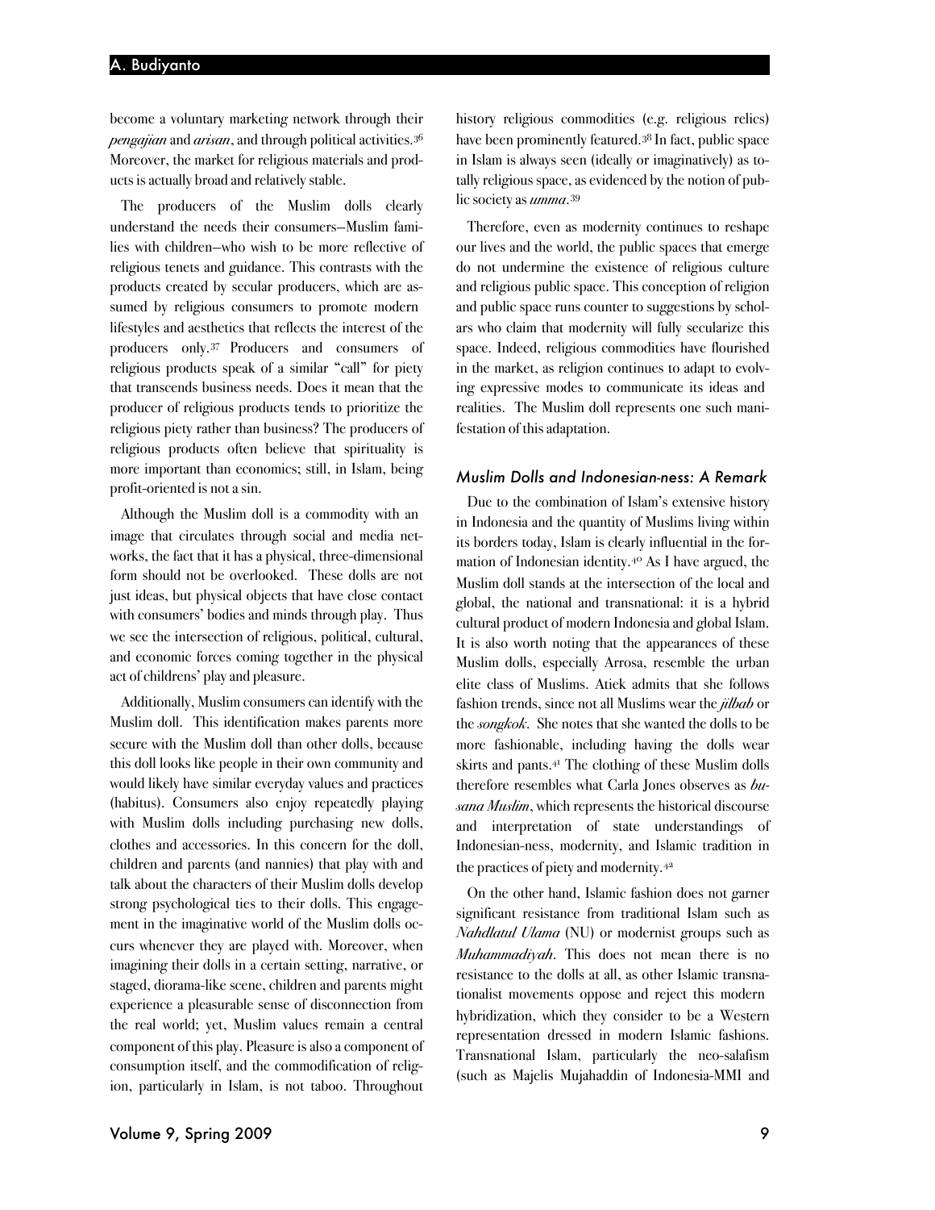become a voluntary marketing network through their *pengajian* and *arisan*, and through political activities.[36] Moreover, the market for religious materials and products is actually broad and relatively stable.

The producers of the Muslim dolls clearly understand the needs their consumers—Muslim families with children—who wish to be more reflective of religious tenets and guidance. This contrasts with the products created by secular producers, which are assumed by religious consumers to promote modern lifestyles and aesthetics that reflects the interest of the producers only.[37] Producers and consumers of religious products speak of a similar "call" for piety that transcends business needs. Does it mean that the producer of religious products tends to prioritize the religious piety rather than business? The producers of religious products often believe that spirituality is more important than economics; still, in Islam, being profit-oriented is not a sin.

Although the Muslim doll is a commodity with an image that circulates through social and media networks, the fact that it has a physical, three-dimensional form should not be overlooked. These dolls are not just ideas, but physical objects that have close contact with consumers' bodies and minds through play. Thus we see the intersection of religious, political, cultural, and economic forces coming together in the physical act of childrens' play and pleasure.

Additionally, Muslim consumers can identify with the Muslim doll. This identification makes parents more secure with the Muslim doll than other dolls, because this doll looks like people in their own community and would likely have similar everyday values and practices (habitus). Consumers also enjoy repeatedly playing with Muslim dolls including purchasing new dolls, clothes and accessories. In this concern for the doll, children and parents (and nannies) that play with and talk about the characters of their Muslim dolls develop strong psychological ties to their dolls. This engagement in the imaginative world of the Muslim dolls occurs whenever they are played with. Moreover, when imagining their dolls in a certain setting, narrative, or staged, diorama-like scene, children and parents might experience a pleasurable sense of disconnection from the real world; yet, Muslim values remain a central component of this play. Pleasure is also a component of consumption itself, and the commodification of religion, particularly in Islam, is not taboo. Throughout history religious commodities (e.g. religious relics) have been prominently featured.[38] In fact, public space in Islam is always seen (ideally or imaginatively) as totally religious space, as evidenced by the notion of public society as *umma*.[39]

Therefore, even as modernity continues to reshape our lives and the world, the public spaces that emerge do not undermine the existence of religious culture and religious public space. This conception of religion and public space runs counter to suggestions by scholars who claim that modernity will fully secularize this space. Indeed, religious commodities have flourished in the market, as religion continues to adapt to evolving expressive modes to communicate its ideas and realities. The Muslim doll represents one such manifestation of this adaptation.

### *Muslim Dolls and Indonesian-ness: A Remark*

Due to the combination of Islam's extensive history in Indonesia and the quantity of Muslims living within its borders today, Islam is clearly influential in the formation of Indonesian identity.[40] As I have argued, the Muslim doll stands at the intersection of the local and global, the national and transnational: it is a hybrid cultural product of modern Indonesia and global Islam. It is also worth noting that the appearances of these Muslim dolls, especially Arrosa, resemble the urban elite class of Muslims. Atiek admits that she follows fashion trends, since not all Muslims wear the *jilbab* or the *songkok*. She notes that she wanted the dolls to be more fashionable, including having the dolls wear skirts and pants.[41] The clothing of these Muslim dolls therefore resembles what Carla Jones observes as *busana Muslim*, which represents the historical discourse and interpretation of state understandings of Indonesian-ness, modernity, and Islamic tradition in the practices of piety and modernity.[42]

On the other hand, Islamic fashion does not garner significant resistance from traditional Islam such as *Nahdlatul Ulama* (NU) or modernist groups such as *Muhammadiyah*. This does not mean there is no resistance to the dolls at all, as other Islamic transnationalist movements oppose and reject this modern hybridization, which they consider to be a Western representation dressed in modern Islamic fashions. Transnational Islam, particularly the neo-salafism (such as Majelis Mujahaddin of Indonesia-MMI and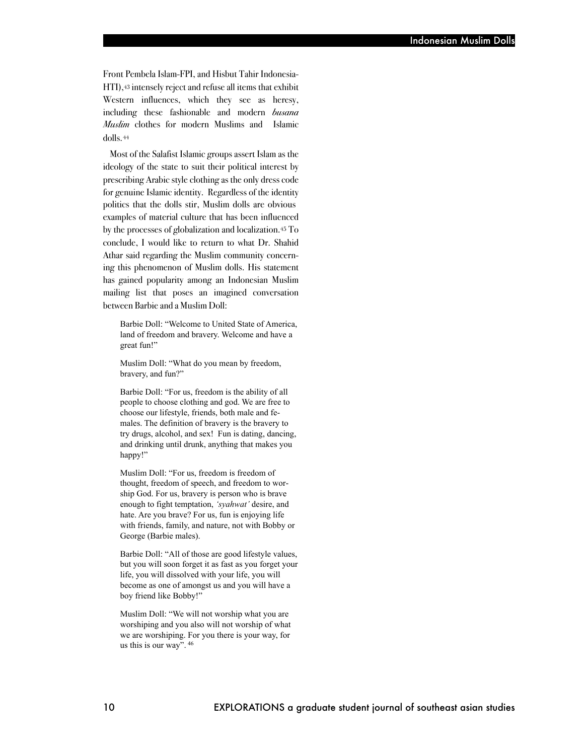Front Pembela Islam-FPI, and Hisbut Tahir Indonesia-HTI),[43] intensely reject and refuse all items that exhibit Western influences, which they see as heresy, including these fashionable and modern *busana Muslim* clothes for modern Muslims and Islamic dolls.[44]

Most of the Salafist Islamic groups assert Islam as the ideology of the state to suit their political interest by prescribing Arabic style clothing as the only dress code for genuine Islamic identity. Regardless of the identity politics that the dolls stir, Muslim dolls are obvious examples of material culture that has been influenced by the processes of globalization and localization.[45] To conclude, I would like to return to what Dr. Shahid Athar said regarding the Muslim community concerning this phenomenon of Muslim dolls. His statement has gained popularity among an Indonesian Muslim mailing list that poses an imagined conversation between Barbie and a Muslim Doll:

> Barbie Doll: "Welcome to United State of America, land of freedom and bravery. Welcome and have a great fun!"
>
> Muslim Doll: "What do you mean by freedom, bravery, and fun?"
>
> Barbie Doll: "For us, freedom is the ability of all people to choose clothing and god. We are free to choose our lifestyle, friends, both male and females. The definition of bravery is the bravery to try drugs, alcohol, and sex! Fun is dating, dancing, and drinking until drunk, anything that makes you happy!"
>
> Muslim Doll: "For us, freedom is freedom of thought, freedom of speech, and freedom to worship God. For us, bravery is person who is brave enough to fight temptation, *'syahwat'* desire, and hate. Are you brave? For us, fun is enjoying life with friends, family, and nature, not with Bobby or George (Barbie males).
>
> Barbie Doll: "All of those are good lifestyle values, but you will soon forget it as fast as you forget your life, you will dissolved with your life, you will become as one of amongst us and you will have a boy friend like Bobby!"
>
> Muslim Doll: "We will not worship what you are worshiping and you also will not worship of what we are worshiping. For you there is your way, for us this is our way". [46]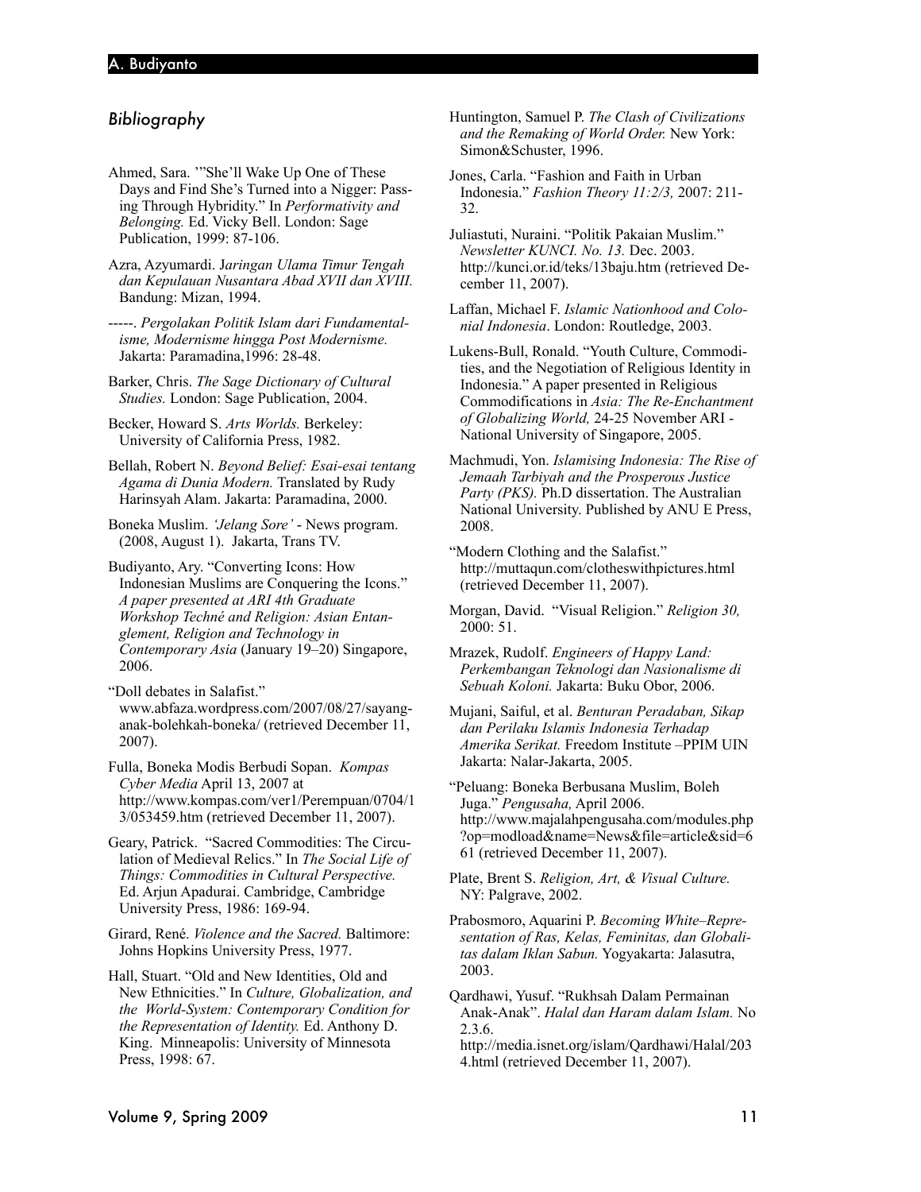### *Bibliography*

Ahmed, Sara. '"She'll Wake Up One of These Days and Find She's Turned into a Nigger: Passing Through Hybridity." In *Performativity and Belonging.* Ed. Vicky Bell. London: Sage Publication, 1999: 87-106.

Azra, Azyumardi. J*aringan Ulama Timur Tengah dan Kepulauan Nusantara Abad XVII dan XVIII.* Bandung: Mizan, 1994.

-----. *Pergolakan Politik Islam dari Fundamentalisme, Modernisme hingga Post Modernisme.* Jakarta: Paramadina,1996: 28-48.

Barker, Chris. *The Sage Dictionary of Cultural Studies.* London: Sage Publication, 2004.

Becker, Howard S. *Arts Worlds.* Berkeley: University of California Press, 1982.

Bellah, Robert N. *Beyond Belief: Esai-esai tentang Agama di Dunia Modern.* Translated by Rudy Harinsyah Alam. Jakarta: Paramadina, 2000.

Boneka Muslim. *'Jelang Sore'* - News program. (2008, August 1). Jakarta, Trans TV.

Budiyanto, Ary. "Converting Icons: How Indonesian Muslims are Conquering the Icons." *A paper presented at ARI 4th Graduate Workshop Techné and Religion: Asian Entanglement, Religion and Technology in Contemporary Asia* (January 19–20) Singapore, 2006.

"Doll debates in Salafist." www.abfaza.wordpress.com/2007/08/27/sayang-anak-bolehkah-boneka/ (retrieved December 11, 2007).

Fulla, Boneka Modis Berbudi Sopan. *Kompas Cyber Media* April 13, 2007 at http://www.kompas.com/ver1/Perempuan/0704/13/053459.htm (retrieved December 11, 2007).

Geary, Patrick. "Sacred Commodities: The Circulation of Medieval Relics." In *The Social Life of Things: Commodities in Cultural Perspective.* Ed. Arjun Apadurai. Cambridge, Cambridge University Press, 1986: 169-94.

Girard, René. *Violence and the Sacred.* Baltimore: Johns Hopkins University Press, 1977.

Hall, Stuart. "Old and New Identities, Old and New Ethnicities." In *Culture, Globalization, and the World-System: Contemporary Condition for the Representation of Identity.* Ed. Anthony D. King. Minneapolis: University of Minnesota Press, 1998: 67.

Huntington, Samuel P. *The Clash of Civilizations and the Remaking of World Order.* New York: Simon&Schuster, 1996.

Jones, Carla. "Fashion and Faith in Urban Indonesia." *Fashion Theory 11:2/3,* 2007: 211-32.

Juliastuti, Nuraini. "Politik Pakaian Muslim." *Newsletter KUNCI. No. 13.* Dec. 2003. http://kunci.or.id/teks/13baju.htm (retrieved December 11, 2007).

Laffan, Michael F. *Islamic Nationhood and Colonial Indonesia*. London: Routledge, 2003.

Lukens-Bull, Ronald. "Youth Culture, Commodities, and the Negotiation of Religious Identity in Indonesia." A paper presented in Religious Commodifications in *Asia: The Re-Enchantment of Globalizing World,* 24-25 November ARI - National University of Singapore, 2005.

Machmudi, Yon. *Islamising Indonesia: The Rise of Jemaah Tarbiyah and the Prosperous Justice Party (PKS).* Ph.D dissertation. The Australian National University. Published by ANU E Press, 2008.

"Modern Clothing and the Salafist." http://muttaqun.com/clotheswithpictures.html (retrieved December 11, 2007).

Morgan, David. "Visual Religion." *Religion 30,* 2000: 51.

Mrazek, Rudolf. *Engineers of Happy Land: Perkembangan Teknologi dan Nasionalisme di Sebuah Koloni.* Jakarta: Buku Obor, 2006.

Mujani, Saiful, et al. *Benturan Peradaban, Sikap dan Perilaku Islamis Indonesia Terhadap Amerika Serikat.* Freedom Institute –PPIM UIN Jakarta: Nalar-Jakarta, 2005.

"Peluang: Boneka Berbusana Muslim, Boleh Juga." *Pengusaha,* April 2006. http://www.majalahpengusaha.com/modules.php?op=modload&name=News&file=article&sid=661 (retrieved December 11, 2007).

Plate, Brent S. *Religion, Art, & Visual Culture.* NY: Palgrave, 2002.

Prabosmoro, Aquarini P. *Becoming White–Representation of Ras, Kelas, Feminitas, dan Globalitas dalam Iklan Sabun.* Yogyakarta: Jalasutra, 2003.

Qardhawi, Yusuf. "Rukhsah Dalam Permainan Anak-Anak". *Halal dan Haram dalam Islam.* No 2.3.6. http://media.isnet.org/islam/Qardhawi/Halal/2034.html (retrieved December 11, 2007).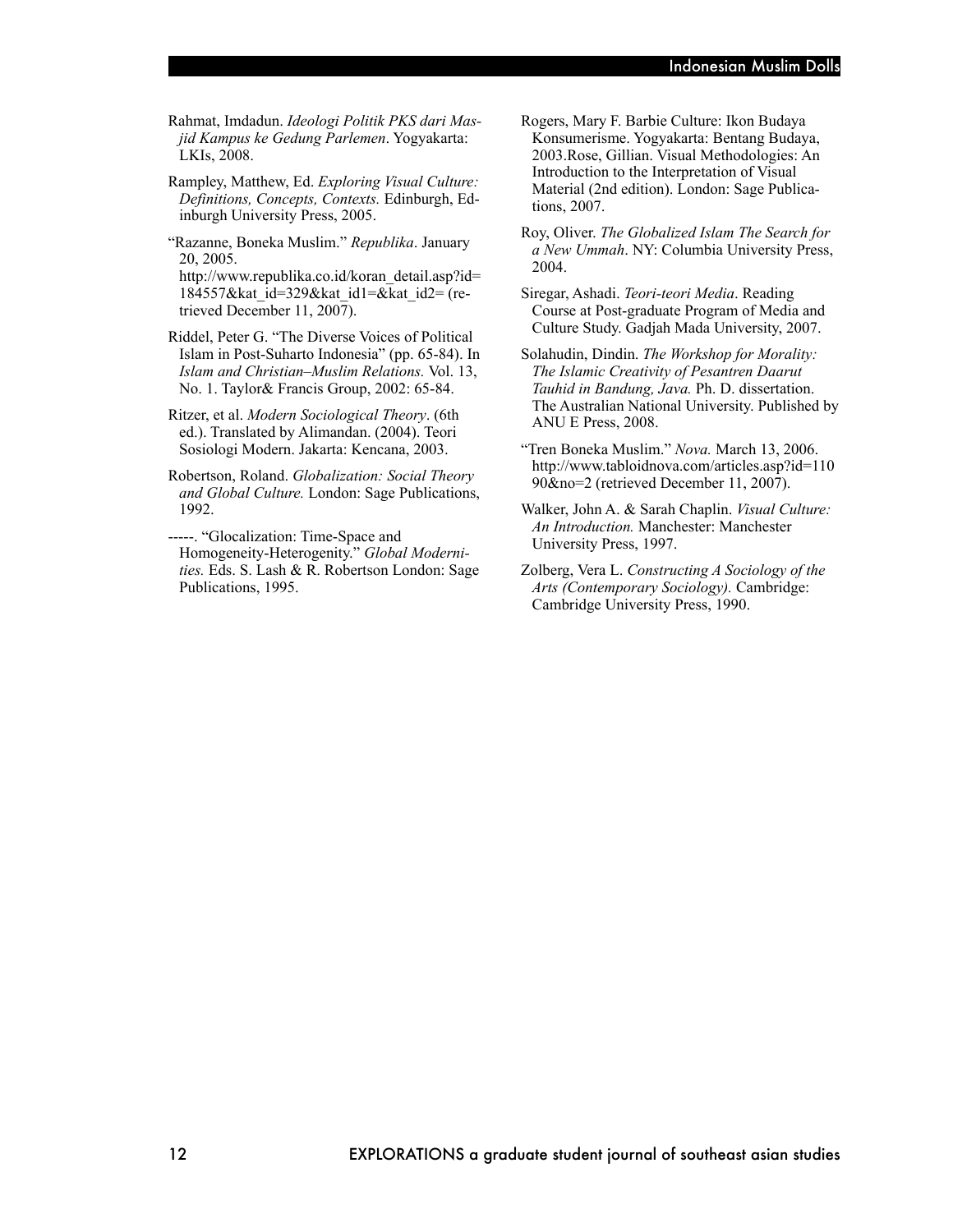Rahmat, Imdadun. *Ideologi Politik PKS dari Masjid Kampus ke Gedung Parlemen*. Yogyakarta: LKIs, 2008.

Rampley, Matthew, Ed. *Exploring Visual Culture: Definitions, Concepts, Contexts.* Edinburgh, Edinburgh University Press, 2005.

"Razanne, Boneka Muslim." *Republika*. January 20, 2005. http://www.republika.co.id/koran_detail.asp?id=184557&kat_id=329&kat_id1=&kat_id2= (retrieved December 11, 2007).

Riddel, Peter G. "The Diverse Voices of Political Islam in Post-Suharto Indonesia" (pp. 65-84). In *Islam and Christian–Muslim Relations.* Vol. 13, No. 1. Taylor& Francis Group, 2002: 65-84.

Ritzer, et al. *Modern Sociological Theory*. (6th ed.). Translated by Alimandan. (2004). Teori Sosiologi Modern. Jakarta: Kencana, 2003.

Robertson, Roland. *Globalization: Social Theory and Global Culture.* London: Sage Publications, 1992.

-----. "Glocalization: Time-Space and Homogeneity-Heterogenity." *Global Modernities.* Eds. S. Lash & R. Robertson London: Sage Publications, 1995.

Rogers, Mary F. Barbie Culture: Ikon Budaya Konsumerisme. Yogyakarta: Bentang Budaya, 2003.Rose, Gillian. Visual Methodologies: An Introduction to the Interpretation of Visual Material (2nd edition). London: Sage Publications, 2007.

Roy, Oliver. *The Globalized Islam The Search for a New Ummah*. NY: Columbia University Press, 2004.

Siregar, Ashadi. *Teori-teori Media*. Reading Course at Post-graduate Program of Media and Culture Study. Gadjah Mada University, 2007.

Solahudin, Dindin. *The Workshop for Morality: The Islamic Creativity of Pesantren Daarut Tauhid in Bandung, Java.* Ph. D. dissertation. The Australian National University. Published by ANU E Press, 2008.

"Tren Boneka Muslim." *Nova.* March 13, 2006. http://www.tabloidnova.com/articles.asp?id=11090&no=2 (retrieved December 11, 2007).

Walker, John A. & Sarah Chaplin. *Visual Culture: An Introduction.* Manchester: Manchester University Press, 1997.

Zolberg, Vera L. *Constructing A Sociology of the Arts (Contemporary Sociology).* Cambridge: Cambridge University Press, 1990.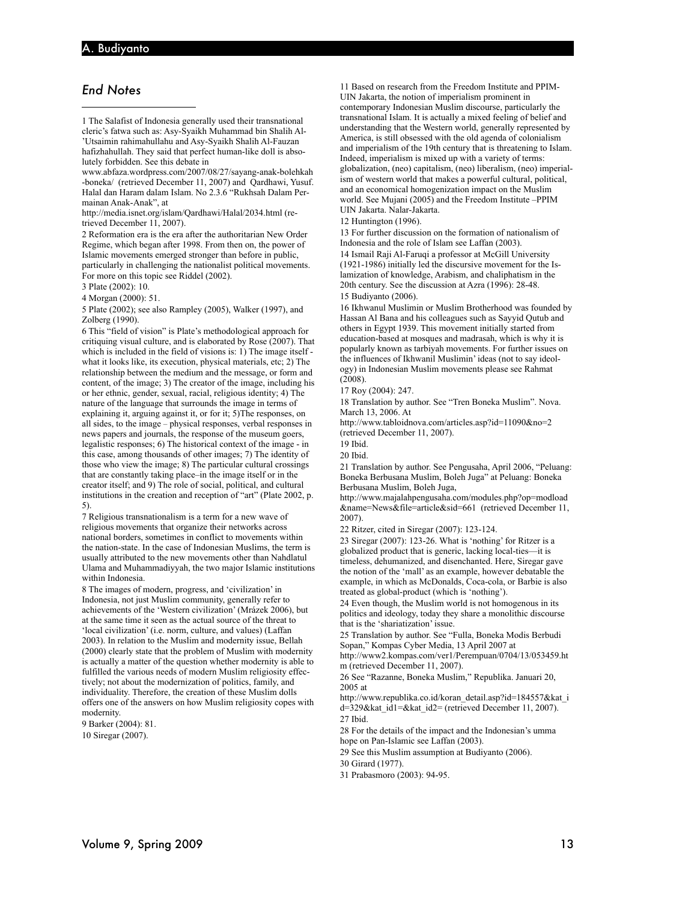## *End Notes*

1 The Salafist of Indonesia generally used their transnational cleric's fatwa such as: Asy-Syaikh Muhammad bin Shalih Al-'Utsaimin rahimahullahu and Asy-Syaikh Shalih Al-Fauzan hafizhahullah. They said that perfect human-like doll is absolutely forbidden. See this debate in www.abfaza.wordpress.com/2007/08/27/sayang-anak-bolehkah-boneka/ (retrieved December 11, 2007) and Qardhawi, Yusuf. Halal dan Haram dalam Islam. No 2.3.6 "Rukhsah Dalam Permainan Anak-Anak", at http://media.isnet.org/islam/Qardhawi/Halal/2034.html (retrieved December 11, 2007).

2 Reformation era is the era after the authoritarian New Order Regime, which began after 1998. From then on, the power of Islamic movements emerged stronger than before in public, particularly in challenging the nationalist political movements. For more on this topic see Riddel (2002).

3 Plate (2002): 10.

4 Morgan (2000): 51.

5 Plate (2002); see also Rampley (2005), Walker (1997), and Zolberg (1990).

6 This "field of vision" is Plate's methodological approach for critiquing visual culture, and is elaborated by Rose (2007). That which is included in the field of visions is: 1) The image itself - what it looks like, its execution, physical materials, etc; 2) The relationship between the medium and the message, or form and content, of the image; 3) The creator of the image, including his or her ethnic, gender, sexual, racial, religious identity; 4) The nature of the language that surrounds the image in terms of explaining it, arguing against it, or for it; 5)The responses, on all sides, to the image – physical responses, verbal responses in news papers and journals, the response of the museum goers, legalistic responses; 6) The historical context of the image - in this case, among thousands of other images; 7) The identity of those who view the image; 8) The particular cultural crossings that are constantly taking place–in the image itself or in the creator itself; and 9) The role of social, political, and cultural institutions in the creation and reception of "art" (Plate 2002, p. 5).

7 Religious transnationalism is a term for a new wave of religious movements that organize their networks across national borders, sometimes in conflict to movements within the nation-state. In the case of Indonesian Muslims, the term is usually attributed to the new movements other than Nahdlatul Ulama and Muhammadiyyah, the two major Islamic institutions within Indonesia.

8 The images of modern, progress, and 'civilization' in Indonesia, not just Muslim community, generally refer to achievements of the 'Western civilization' (Mrázek 2006), but at the same time it seen as the actual source of the threat to 'local civilization' (i.e. norm, culture, and values) (Laffan 2003). In relation to the Muslim and modernity issue, Bellah (2000) clearly state that the problem of Muslim with modernity is actually a matter of the question whether modernity is able to fulfilled the various needs of modern Muslim religiosity effectively; not about the modernization of politics, family, and individuality. Therefore, the creation of these Muslim dolls offers one of the answers on how Muslim religiosity copes with modernity.

9 Barker (2004): 81.

10 Siregar (2007).

11 Based on research from the Freedom Institute and PPIM-UIN Jakarta, the notion of imperialism prominent in contemporary Indonesian Muslim discourse, particularly the transnational Islam. It is actually a mixed feeling of belief and understanding that the Western world, generally represented by America, is still obsessed with the old agenda of colonialism and imperialism of the 19th century that is threatening to Islam. Indeed, imperialism is mixed up with a variety of terms: globalization, (neo) capitalism, (neo) liberalism, (neo) imperialism of western world that makes a powerful cultural, political, and an economical homogenization impact on the Muslim world. See Mujani (2005) and the Freedom Institute –PPIM UIN Jakarta. Nalar-Jakarta.

12 Huntington (1996).

13 For further discussion on the formation of nationalism of Indonesia and the role of Islam see Laffan (2003).

14 Ismail Raji Al-Faruqi a professor at McGill University (1921-1986) initially led the discursive movement for the Islamization of knowledge, Arabism, and chaliphatism in the 20th century. See the discussion at Azra (1996): 28-48.

15 Budiyanto (2006).

16 Ikhwanul Muslimin or Muslim Brotherhood was founded by Hassan Al Bana and his colleagues such as Sayyid Qutub and others in Egypt 1939. This movement initially started from education-based at mosques and madrasah, which is why it is popularly known as tarbiyah movements. For further issues on the influences of Ikhwanil Muslimin' ideas (not to say ideology) in Indonesian Muslim movements please see Rahmat (2008).

17 Roy (2004): 247.

18 Translation by author. See "Tren Boneka Muslim". Nova. March 13, 2006. At http://www.tabloidnova.com/articles.asp?id=11090&no=2 (retrieved December 11, 2007).

19 Ibid.

20 Ibid.

21 Translation by author. See Pengusaha, April 2006, "Peluang: Boneka Berbusana Muslim, Boleh Juga" at Peluang: Boneka Berbusana Muslim, Boleh Juga, http://www.majalahpengusaha.com/modules.php?op=modload&name=News&file=article&sid=661 (retrieved December 11, 2007).

22 Ritzer, cited in Siregar (2007): 123-124.

23 Siregar (2007): 123-26. What is 'nothing' for Ritzer is a globalized product that is generic, lacking local-ties—it is timeless, dehumanized, and disenchanted. Here, Siregar gave the notion of the 'mall' as an example, however debatable the example, in which as McDonalds, Coca-cola, or Barbie is also treated as global-product (which is 'nothing').

24 Even though, the Muslim world is not homogenous in its politics and ideology, today they share a monolithic discourse that is the 'shariatization' issue.

25 Translation by author. See "Fulla, Boneka Modis Berbudi Sopan," Kompas Cyber Media, 13 April 2007 at http://www2.kompas.com/ver1/Perempuan/0704/13/053459.htm (retrieved December 11, 2007).

26 See "Razanne, Boneka Muslim," Republika. Januari 20, 2005 at http://www.republika.co.id/koran_detail.asp?id=184557&kat_id=329&kat_id1=&kat_id2= (retrieved December 11, 2007).

27 Ibid.

28 For the details of the impact and the Indonesian's umma hope on Pan-Islamic see Laffan (2003).

29 See this Muslim assumption at Budiyanto (2006).

30 Girard (1977).

31 Prabasmoro (2003): 94-95.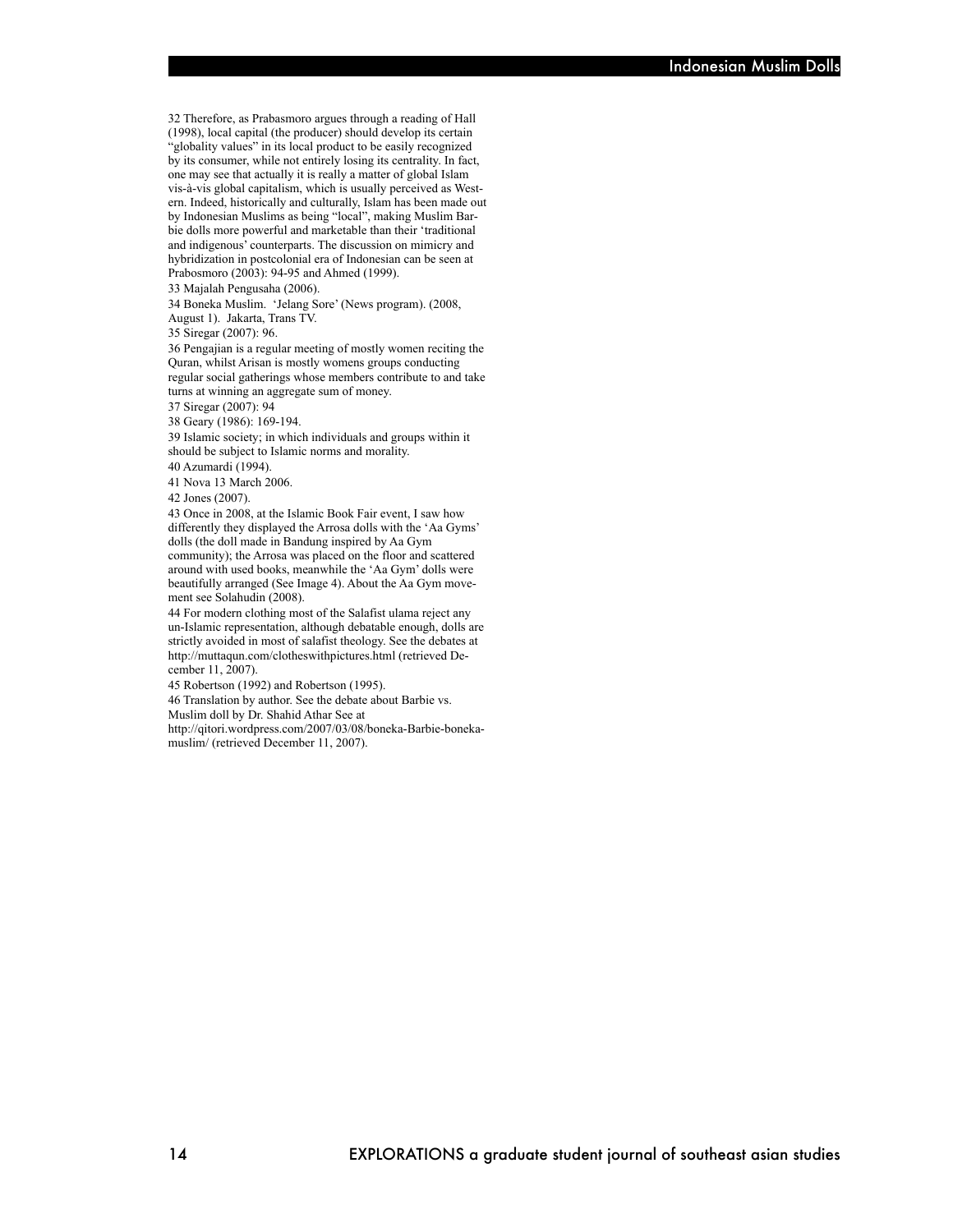32 Therefore, as Prabasmoro argues through a reading of Hall (1998), local capital (the producer) should develop its certain "globality values" in its local product to be easily recognized by its consumer, while not entirely losing its centrality. In fact, one may see that actually it is really a matter of global Islam vis-à-vis global capitalism, which is usually perceived as Western. Indeed, historically and culturally, Islam has been made out by Indonesian Muslims as being "local", making Muslim Barbie dolls more powerful and marketable than their 'traditional and indigenous' counterparts. The discussion on mimicry and hybridization in postcolonial era of Indonesian can be seen at Prabosmoro (2003): 94-95 and Ahmed (1999).

33 Majalah Pengusaha (2006).

34 Boneka Muslim. 'Jelang Sore' (News program). (2008, August 1). Jakarta, Trans TV.

35 Siregar (2007): 96.

36 Pengajian is a regular meeting of mostly women reciting the Quran, whilst Arisan is mostly womens groups conducting regular social gatherings whose members contribute to and take turns at winning an aggregate sum of money.

37 Siregar (2007): 94

38 Geary (1986): 169-194.

39 Islamic society; in which individuals and groups within it should be subject to Islamic norms and morality.

40 Azumardi (1994).

41 Nova 13 March 2006.

42 Jones (2007).

43 Once in 2008, at the Islamic Book Fair event, I saw how differently they displayed the Arrosa dolls with the 'Aa Gyms' dolls (the doll made in Bandung inspired by Aa Gym community); the Arrosa was placed on the floor and scattered around with used books, meanwhile the 'Aa Gym' dolls were beautifully arranged (See Image 4). About the Aa Gym movement see Solahudin (2008).

44 For modern clothing most of the Salafist ulama reject any un-Islamic representation, although debatable enough, dolls are strictly avoided in most of salafist theology. See the debates at http://muttaqun.com/clotheswithpictures.html (retrieved December 11, 2007).

45 Robertson (1992) and Robertson (1995).

46 Translation by author. See the debate about Barbie vs. Muslim doll by Dr. Shahid Athar See at http://qitori.wordpress.com/2007/03/08/boneka-Barbie-boneka-muslim/ (retrieved December 11, 2007).